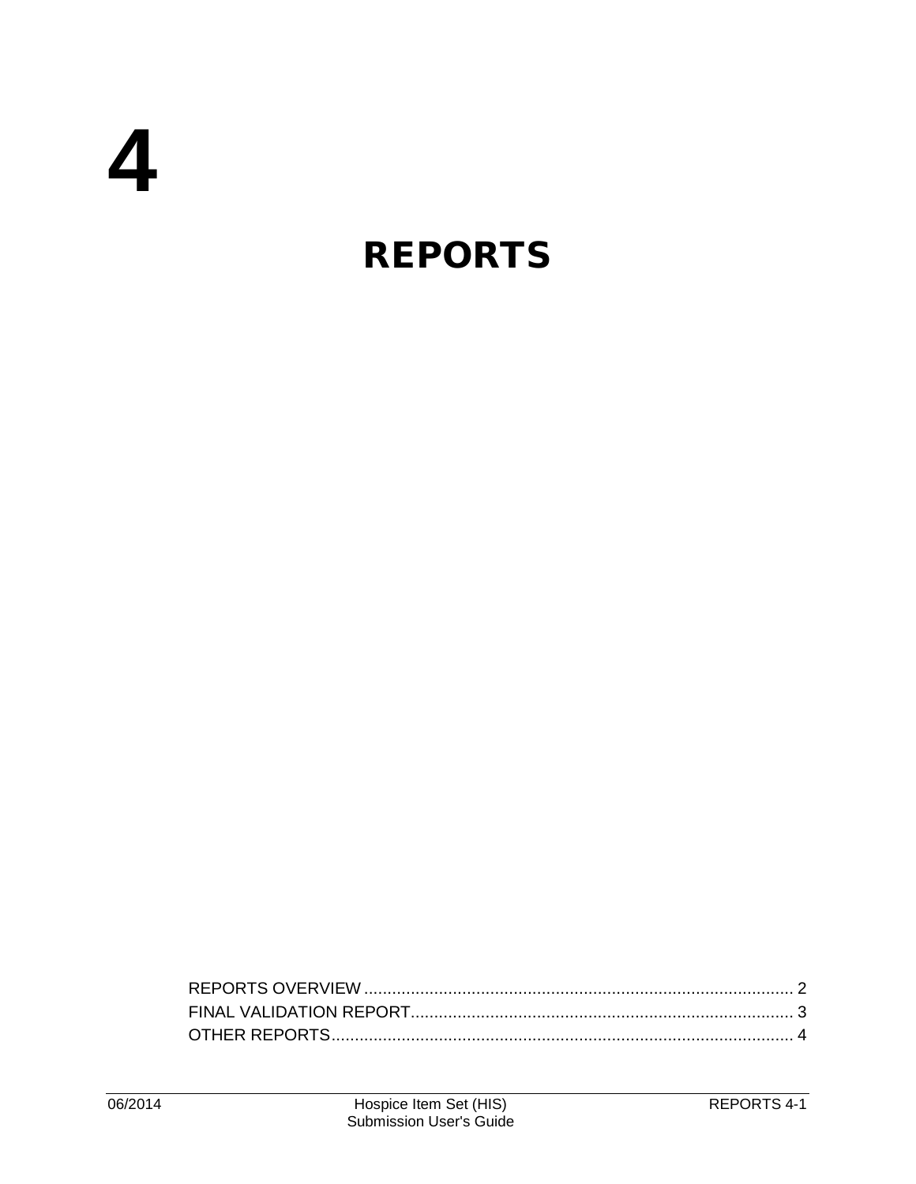# 4

# REPORTS

REPORTS OVERVIEW ........................................................................................... 2
FINAL VALIDATION REPORT.................................................................................. 3
OTHER REPORTS.................................................................................................. 4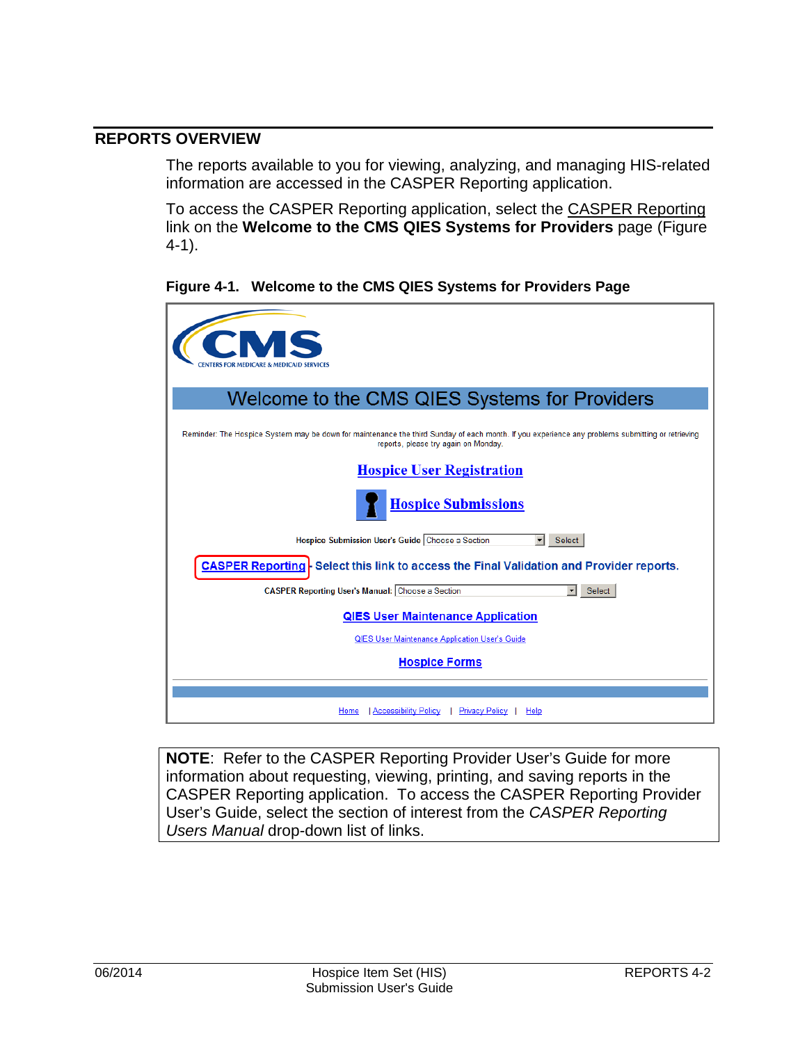## REPORTS OVERVIEW

The reports available to you for viewing, analyzing, and managing HIS-related information are accessed in the CASPER Reporting application.

To access the CASPER Reporting application, select the CASPER Reporting link on the **Welcome to the CMS QIES Systems for Providers** page (Figure 4-1).

**Figure 4-1. Welcome to the CMS QIES Systems for Providers Page**

CMS
CENTERS FOR MEDICARE & MEDICAID SERVICES

Welcome to the CMS QIES Systems for Providers

Reminder: The Hospice System may be down for maintenance the third Sunday of each month. If you experience any problems submitting or retrieving reports, please try again on Monday.

Hospice User Registration

Hospice Submissions

Hospice Submission User's Guide [Choose a Section] [Select]

CASPER Reporting - Select this link to access the Final Validation and Provider reports.

CASPER Reporting User's Manual: [Choose a Section] [Select]

QIES User Maintenance Application

QIES User Maintenance Application User's Guide

Hospice Forms

Home | Accessibility Policy | Privacy Policy | Help

**NOTE**: Refer to the CASPER Reporting Provider User's Guide for more information about requesting, viewing, printing, and saving reports in the CASPER Reporting application. To access the CASPER Reporting Provider User's Guide, select the section of interest from the *CASPER Reporting Users Manual* drop-down list of links.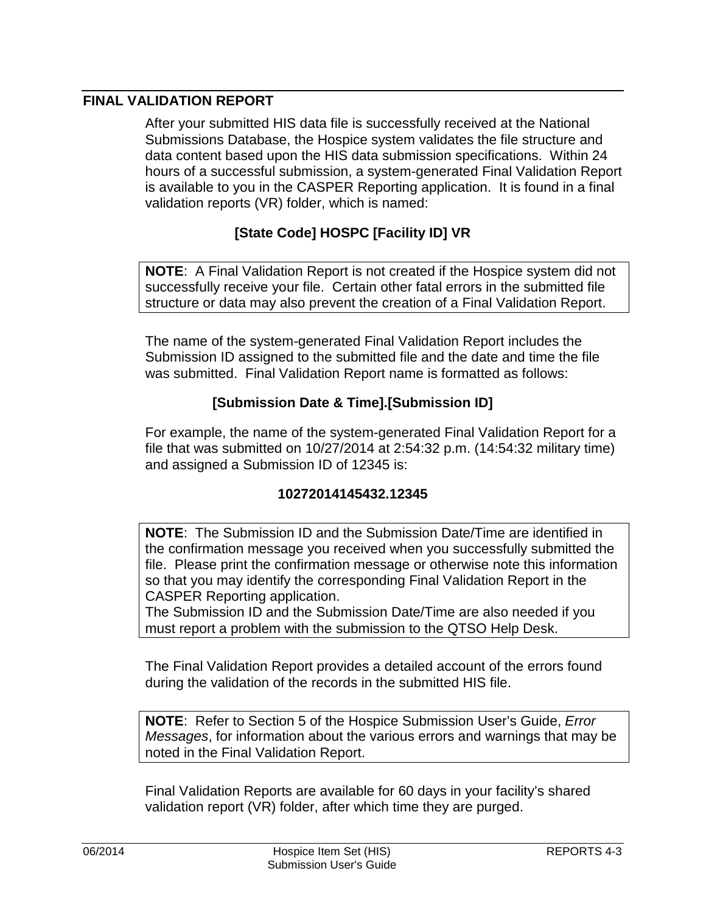## FINAL VALIDATION REPORT

After your submitted HIS data file is successfully received at the National Submissions Database, the Hospice system validates the file structure and data content based upon the HIS data submission specifications. Within 24 hours of a successful submission, a system-generated Final Validation Report is available to you in the CASPER Reporting application. It is found in a final validation reports (VR) folder, which is named:

**[State Code] HOSPC [Facility ID] VR**

> **NOTE**: A Final Validation Report is not created if the Hospice system did not successfully receive your file. Certain other fatal errors in the submitted file structure or data may also prevent the creation of a Final Validation Report.

The name of the system-generated Final Validation Report includes the Submission ID assigned to the submitted file and the date and time the file was submitted. Final Validation Report name is formatted as follows:

**[Submission Date & Time].[Submission ID]**

For example, the name of the system-generated Final Validation Report for a file that was submitted on 10/27/2014 at 2:54:32 p.m. (14:54:32 military time) and assigned a Submission ID of 12345 is:

**10272014145432.12345**

> **NOTE**: The Submission ID and the Submission Date/Time are identified in the confirmation message you received when you successfully submitted the file. Please print the confirmation message or otherwise note this information so that you may identify the corresponding Final Validation Report in the CASPER Reporting application.
> The Submission ID and the Submission Date/Time are also needed if you must report a problem with the submission to the QTSO Help Desk.

The Final Validation Report provides a detailed account of the errors found during the validation of the records in the submitted HIS file.

> **NOTE**: Refer to Section 5 of the Hospice Submission User's Guide, *Error Messages*, for information about the various errors and warnings that may be noted in the Final Validation Report.

Final Validation Reports are available for 60 days in your facility's shared validation report (VR) folder, after which time they are purged.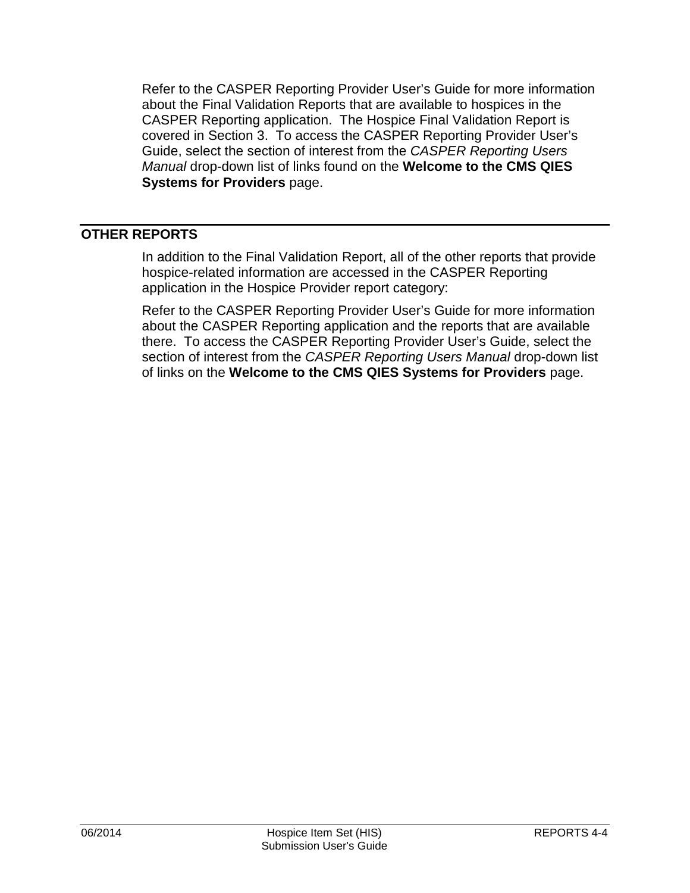Refer to the CASPER Reporting Provider User's Guide for more information about the Final Validation Reports that are available to hospices in the CASPER Reporting application. The Hospice Final Validation Report is covered in Section 3. To access the CASPER Reporting Provider User's Guide, select the section of interest from the *CASPER Reporting Users Manual* drop-down list of links found on the **Welcome to the CMS QIES Systems for Providers** page.

## OTHER REPORTS

In addition to the Final Validation Report, all of the other reports that provide hospice-related information are accessed in the CASPER Reporting application in the Hospice Provider report category:

Refer to the CASPER Reporting Provider User's Guide for more information about the CASPER Reporting application and the reports that are available there. To access the CASPER Reporting Provider User's Guide, select the section of interest from the *CASPER Reporting Users Manual* drop-down list of links on the **Welcome to the CMS QIES Systems for Providers** page.